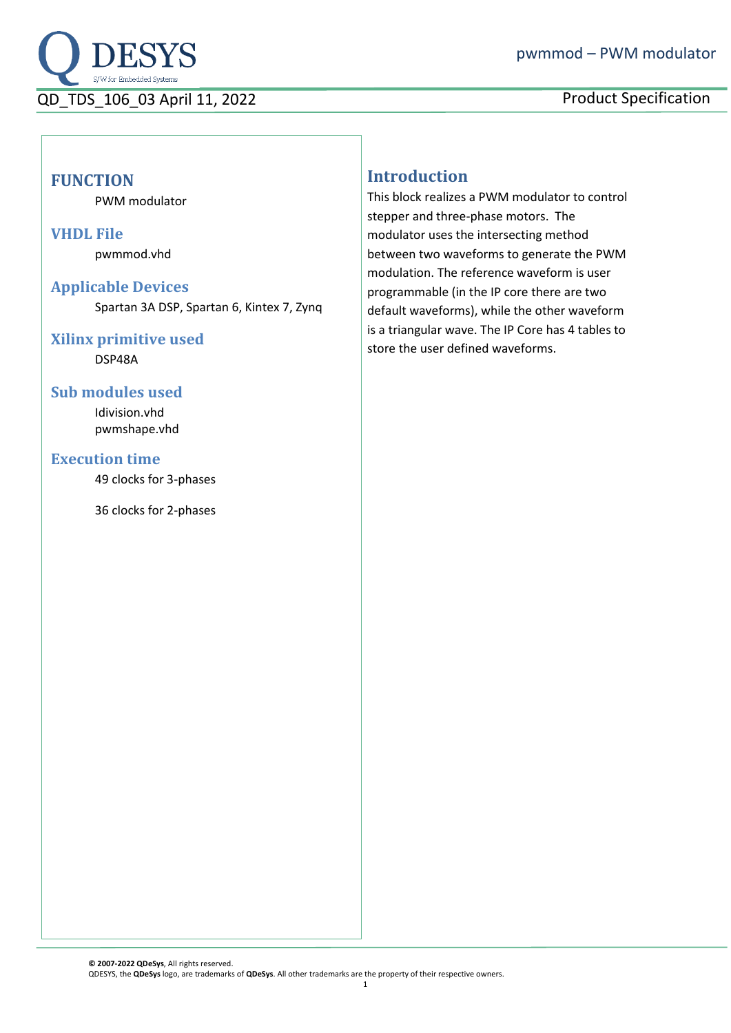# pwmmod – PWM modulator

QD_TDS_106_03 April 11, 2022

Product Specification

## FUNCTION

PWM modulator

## VHDL File

pwmmod.vhd

## Applicable Devices

Spartan 3A DSP, Spartan 6, Kintex 7, Zynq

## Xilinx primitive used

DSP48A

## Sub modules used

ldivision.vhd
pwmshape.vhd

## Execution time

49 clocks for 3-phases

36 clocks for 2-phases

## Introduction

This block realizes a PWM modulator to control stepper and three-phase motors. The modulator uses the intersecting method between two waveforms to generate the PWM modulation. The reference waveform is user programmable (in the IP core there are two default waveforms), while the other waveform is a triangular wave. The IP Core has 4 tables to store the user defined waveforms.

**© 2007-2022 QDeSys**, All rights reserved.
QDESYS, the **QDeSys** logo, are trademarks of **QDeSys**. All other trademarks are the property of their respective owners.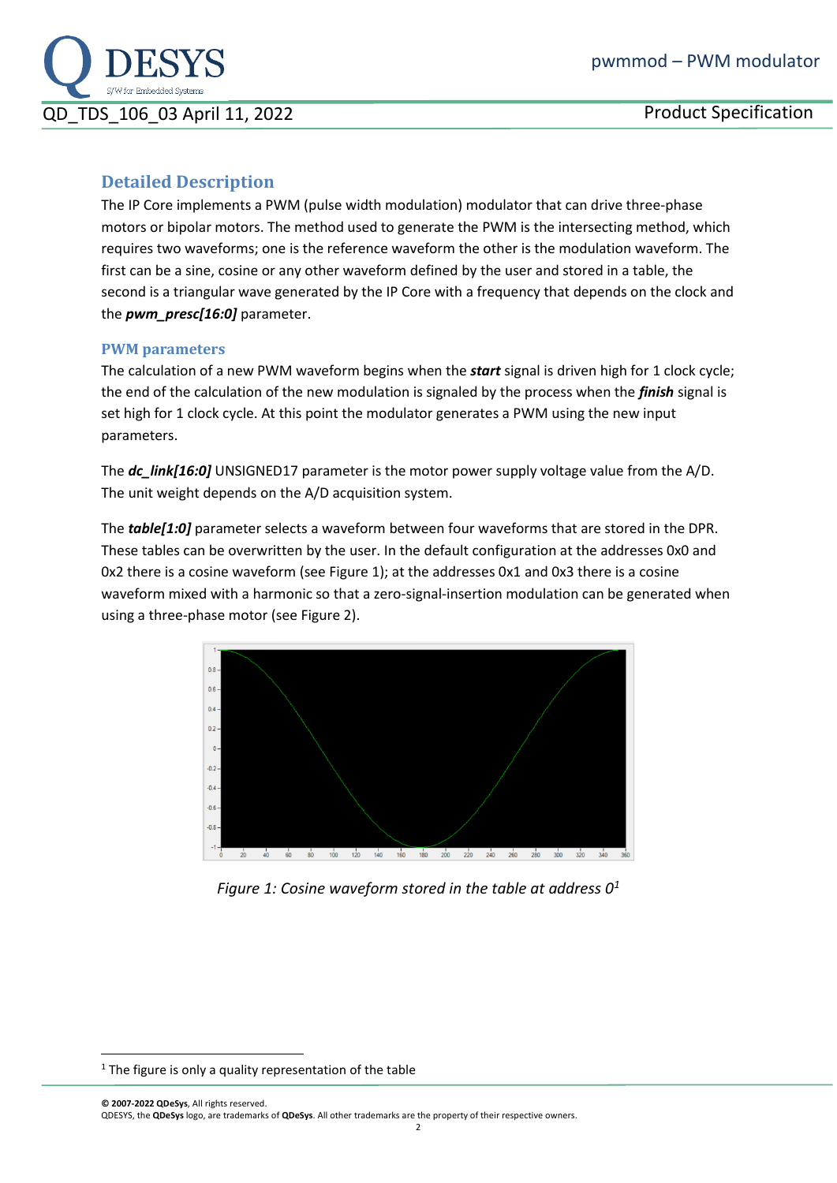## Detailed Description

The IP Core implements a PWM (pulse width modulation) modulator that can drive three-phase motors or bipolar motors. The method used to generate the PWM is the intersecting method, which requires two waveforms; one is the reference waveform the other is the modulation waveform. The first can be a sine, cosine or any other waveform defined by the user and stored in a table, the second is a triangular wave generated by the IP Core with a frequency that depends on the clock and the ***pwm_presc[16:0]*** parameter.

### PWM parameters

The calculation of a new PWM waveform begins when the ***start*** signal is driven high for 1 clock cycle; the end of the calculation of the new modulation is signaled by the process when the ***finish*** signal is set high for 1 clock cycle. At this point the modulator generates a PWM using the new input parameters.

The ***dc_link[16:0]*** UNSIGNED17 parameter is the motor power supply voltage value from the A/D. The unit weight depends on the A/D acquisition system.

The ***table[1:0]*** parameter selects a waveform between four waveforms that are stored in the DPR. These tables can be overwritten by the user. In the default configuration at the addresses 0x0 and 0x2 there is a cosine waveform (see Figure 1); at the addresses 0x1 and 0x3 there is a cosine waveform mixed with a harmonic so that a zero-signal-insertion modulation can be generated when using a three-phase motor (see Figure 2).

*Figure 1: Cosine waveform stored in the table at address 0*[1]

[1] The figure is only a quality representation of the table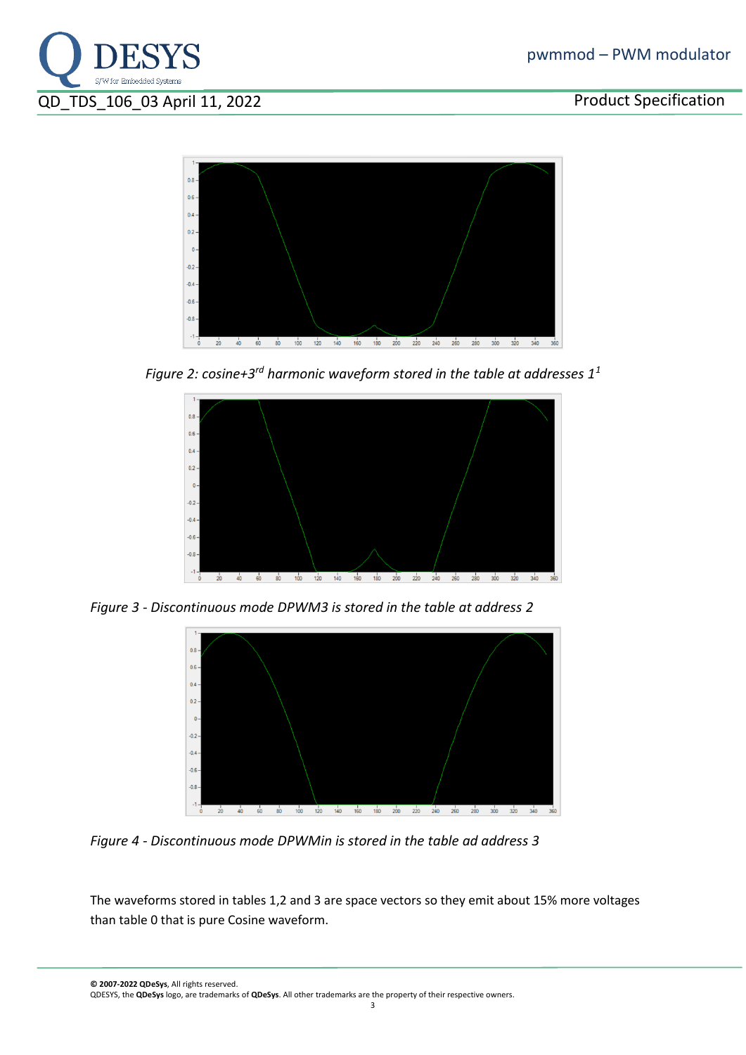*Figure 2: cosine+3$^{rd}$ harmonic waveform stored in the table at addresses 1*[1]

*Figure 3 - Discontinuous mode DPWM3 is stored in the table at address 2*

*Figure 4 - Discontinuous mode DPWMin is stored in the table ad address 3*

The waveforms stored in tables 1,2 and 3 are space vectors so they emit about 15% more voltages than table 0 that is pure Cosine waveform.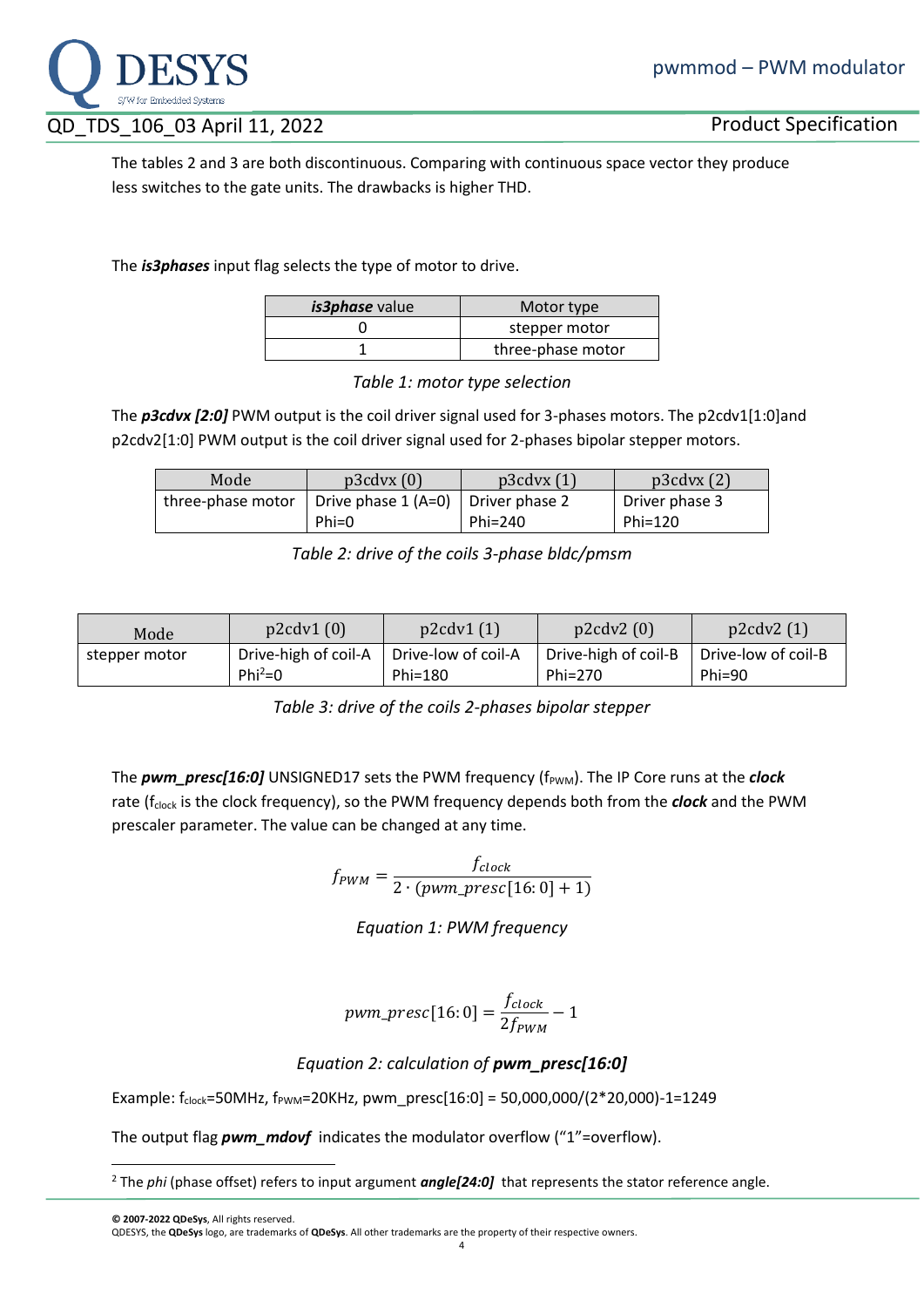The tables 2 and 3 are both discontinuous. Comparing with continuous space vector they produce less switches to the gate units. The drawbacks is higher THD.

The ***is3phases*** input flag selects the type of motor to drive.

| ***is3phase*** value | Motor type |
|---|---|
| 0 | stepper motor |
| 1 | three-phase motor |

*Table 1: motor type selection*

The ***p3cdvx [2:0]*** PWM output is the coil driver signal used for 3-phases motors. The p2cdv1[1:0]and p2cdv2[1:0] PWM output is the coil driver signal used for 2-phases bipolar stepper motors.

| Mode | p3cdvx (0) | p3cdvx (1) | p3cdvx (2) |
|---|---|---|---|
| three-phase motor | Drive phase 1 (A=0) Phi=0 | Driver phase 2 Phi=240 | Driver phase 3 Phi=120 |

*Table 2: drive of the coils 3-phase bldc/pmsm*

| Mode | p2cdv1 (0) | p2cdv1 (1) | p2cdv2 (0) | p2cdv2 (1) |
|---|---|---|---|---|
| stepper motor | Drive-high of coil-A Phi[2]=0 | Drive-low of coil-A Phi=180 | Drive-high of coil-B Phi=270 | Drive-low of coil-B Phi=90 |

*Table 3: drive of the coils 2-phases bipolar stepper*

The ***pwm_presc[16:0]*** UNSIGNED17 sets the PWM frequency ($f_{PWM}$). The IP Core runs at the ***clock*** rate ($f_{clock}$ is the clock frequency), so the PWM frequency depends both from the ***clock*** and the PWM prescaler parameter. The value can be changed at any time.

$$f_{PWM} = \frac{f_{clock}}{2 \cdot (pwm\_presc[16:0] + 1)}$$

*Equation 1: PWM frequency*

$$pwm\_presc[16:0] = \frac{f_{clock}}{2 f_{PWM}} - 1$$

*Equation 2: calculation of **pwm_presc[16:0]***

Example: $f_{clock}$=50MHz, $f_{PWM}$=20KHz, pwm_presc[16:0] = 50,000,000/(2*20,000)-1=1249

The output flag ***pwm_mdovf*** indicates the modulator overflow ("1"=overflow).

[2] The *phi* (phase offset) refers to input argument ***angle[24:0]*** that represents the stator reference angle.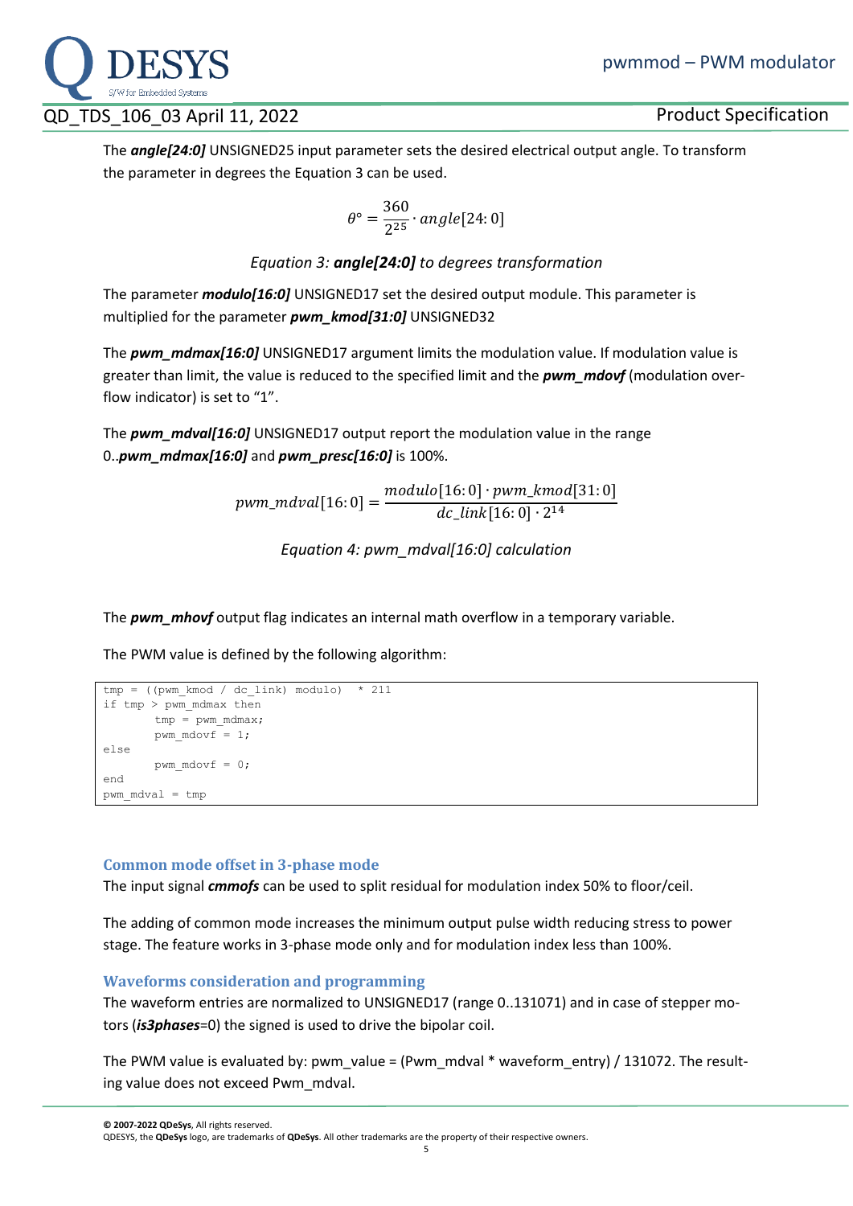The ***angle[24:0]*** UNSIGNED25 input parameter sets the desired electrical output angle. To transform the parameter in degrees the Equation 3 can be used.

$$\theta° = \frac{360}{2^{25}} \cdot angle[24:0]$$

*Equation 3: **angle[24:0]** to degrees transformation*

The parameter ***modulo[16:0]*** UNSIGNED17 set the desired output module. This parameter is multiplied for the parameter ***pwm_kmod[31:0]*** UNSIGNED32

The ***pwm_mdmax[16:0]*** UNSIGNED17 argument limits the modulation value. If modulation value is greater than limit, the value is reduced to the specified limit and the ***pwm_mdovf*** (modulation overflow indicator) is set to "1".

The ***pwm_mdval[16:0]*** UNSIGNED17 output report the modulation value in the range 0..***pwm_mdmax[16:0]*** and ***pwm_presc[16:0]*** is 100%.

$$pwm\_mdval[16:0] = \frac{modulo[16:0] \cdot pwm\_kmod[31:0]}{dc\_link[16:0] \cdot 2^{14}}$$

*Equation 4: pwm_mdval[16:0] calculation*

The ***pwm_mhovf*** output flag indicates an internal math overflow in a temporary variable.

The PWM value is defined by the following algorithm:

```
tmp = ((pwm_kmod / dc_link) modulo)  * 211
if tmp > pwm_mdmax then
        tmp = pwm_mdmax;
        pwm_mdovf = 1;
else
        pwm_mdovf = 0;
end
pwm_mdval = tmp
```

## Common mode offset in 3-phase mode

The input signal ***cmmofs*** can be used to split residual for modulation index 50% to floor/ceil.

The adding of common mode increases the minimum output pulse width reducing stress to power stage. The feature works in 3-phase mode only and for modulation index less than 100%.

## Waveforms consideration and programming

The waveform entries are normalized to UNSIGNED17 (range 0..131071) and in case of stepper motors (***is3phases***=0) the signed is used to drive the bipolar coil.

The PWM value is evaluated by: pwm_value = (Pwm_mdval * waveform_entry) / 131072. The resulting value does not exceed Pwm_mdval.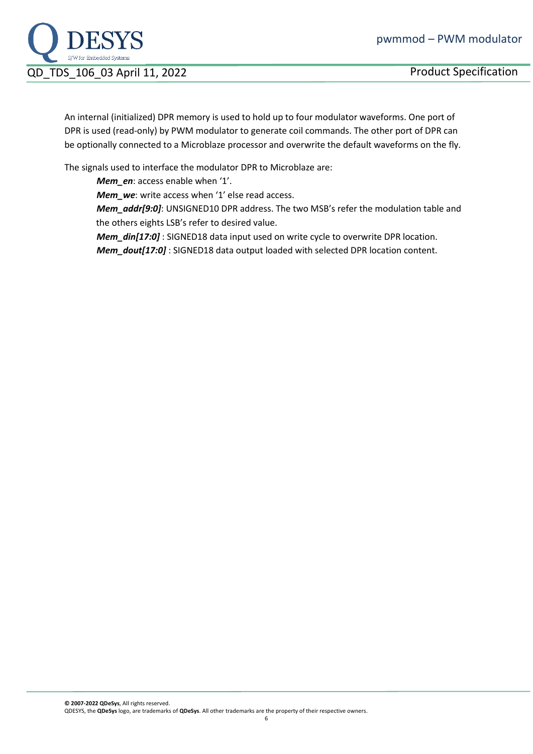An internal (initialized) DPR memory is used to hold up to four modulator waveforms. One port of DPR is used (read-only) by PWM modulator to generate coil commands. The other port of DPR can be optionally connected to a Microblaze processor and overwrite the default waveforms on the fly.

The signals used to interface the modulator DPR to Microblaze are:

***Mem_en***: access enable when '1'.
***Mem_we***: write access when '1' else read access.
***Mem_addr[9:0]***: UNSIGNED10 DPR address. The two MSB's refer the modulation table and the others eights LSB's refer to desired value.
***Mem_din[17:0]*** : SIGNED18 data input used on write cycle to overwrite DPR location.
***Mem_dout[17:0]*** : SIGNED18 data output loaded with selected DPR location content.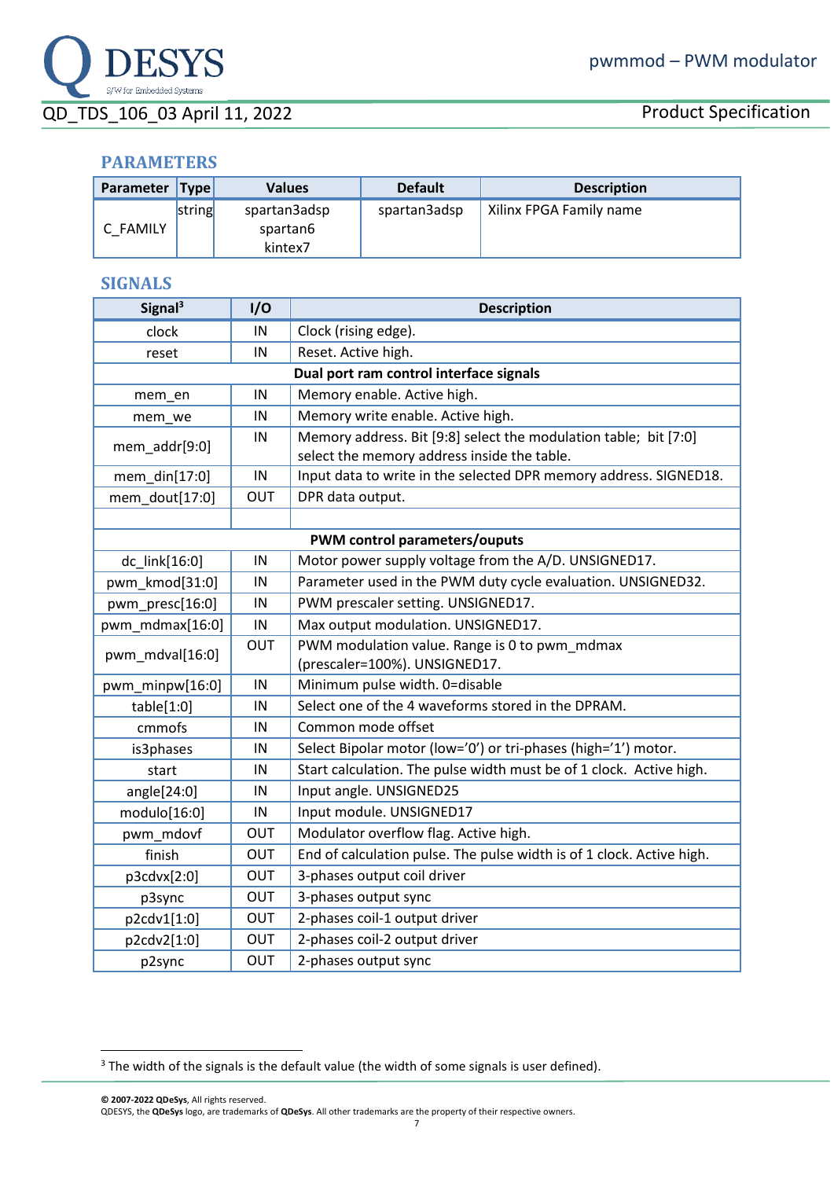## PARAMETERS

| Parameter | Type | Values | Default | Description |
|---|---|---|---|---|
| C_FAMILY | string | spartan3adsp<br>spartan6<br>kintex7 | spartan3adsp | Xilinx FPGA Family name |

## SIGNALS

| Signal[3] | I/O | Description |
|---|---|---|
| clock | IN | Clock (rising edge). |
| reset | IN | Reset. Active high. |
| **Dual port ram control interface signals** | | |
| mem_en | IN | Memory enable. Active high. |
| mem_we | IN | Memory write enable. Active high. |
| mem_addr[9:0] | IN | Memory address. Bit [9:8] select the modulation table; bit [7:0] select the memory address inside the table. |
| mem_din[17:0] | IN | Input data to write in the selected DPR memory address. SIGNED18. |
| mem_dout[17:0] | OUT | DPR data output. |
| | | |
| **PWM control parameters/ouputs** | | |
| dc_link[16:0] | IN | Motor power supply voltage from the A/D. UNSIGNED17. |
| pwm_kmod[31:0] | IN | Parameter used in the PWM duty cycle evaluation. UNSIGNED32. |
| pwm_presc[16:0] | IN | PWM prescaler setting. UNSIGNED17. |
| pwm_mdmax[16:0] | IN | Max output modulation. UNSIGNED17. |
| pwm_mdval[16:0] | OUT | PWM modulation value. Range is 0 to pwm_mdmax (prescaler=100%). UNSIGNED17. |
| pwm_minpw[16:0] | IN | Minimum pulse width. 0=disable |
| table[1:0] | IN | Select one of the 4 waveforms stored in the DPRAM. |
| cmmofs | IN | Common mode offset |
| is3phases | IN | Select Bipolar motor (low='0') or tri-phases (high='1') motor. |
| start | IN | Start calculation. The pulse width must be of 1 clock. Active high. |
| angle[24:0] | IN | Input angle. UNSIGNED25 |
| modulo[16:0] | IN | Input module. UNSIGNED17 |
| pwm_mdovf | OUT | Modulator overflow flag. Active high. |
| finish | OUT | End of calculation pulse. The pulse width is of 1 clock. Active high. |
| p3cdvx[2:0] | OUT | 3-phases output coil driver |
| p3sync | OUT | 3-phases output sync |
| p2cdv1[1:0] | OUT | 2-phases coil-1 output driver |
| p2cdv2[1:0] | OUT | 2-phases coil-2 output driver |
| p2sync | OUT | 2-phases output sync |

[3] The width of the signals is the default value (the width of some signals is user defined).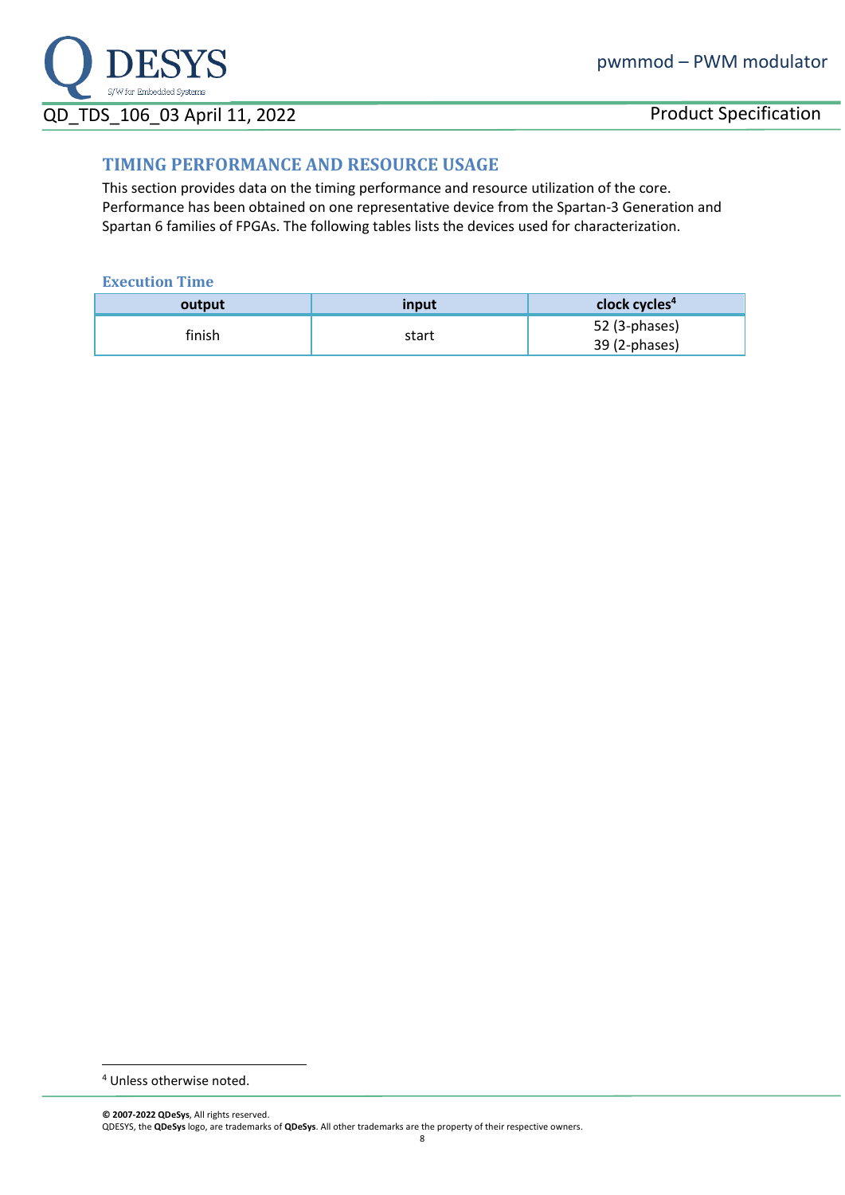## TIMING PERFORMANCE AND RESOURCE USAGE

This section provides data on the timing performance and resource utilization of the core. Performance has been obtained on one representative device from the Spartan-3 Generation and Spartan 6 families of FPGAs. The following tables lists the devices used for characterization.

### Execution Time

| output | input | clock cycles[4] |
|---|---|---|
| finish | start | 52 (3-phases)<br>39 (2-phases) |

[4] Unless otherwise noted.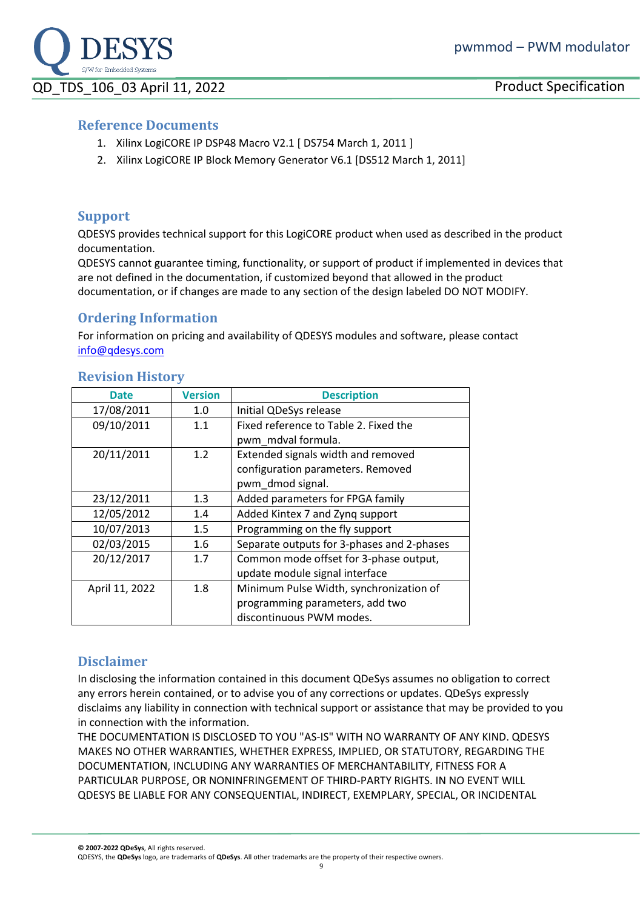## Reference Documents

1. Xilinx LogiCORE IP DSP48 Macro V2.1 [ DS754 March 1, 2011 ]
2. Xilinx LogiCORE IP Block Memory Generator V6.1 [DS512 March 1, 2011]

## Support

QDESYS provides technical support for this LogiCORE product when used as described in the product documentation.
QDESYS cannot guarantee timing, functionality, or support of product if implemented in devices that are not defined in the documentation, if customized beyond that allowed in the product documentation, or if changes are made to any section of the design labeled DO NOT MODIFY.

## Ordering Information

For information on pricing and availability of QDESYS modules and software, please contact info@qdesys.com

## Revision History

| Date | Version | Description |
|---|---|---|
| 17/08/2011 | 1.0 | Initial QDeSys release |
| 09/10/2011 | 1.1 | Fixed reference to Table 2. Fixed the pwm_mdval formula. |
| 20/11/2011 | 1.2 | Extended signals width and removed configuration parameters. Removed pwm_dmod signal. |
| 23/12/2011 | 1.3 | Added parameters for FPGA family |
| 12/05/2012 | 1.4 | Added Kintex 7 and Zynq support |
| 10/07/2013 | 1.5 | Programming on the fly support |
| 02/03/2015 | 1.6 | Separate outputs for 3-phases and 2-phases |
| 20/12/2017 | 1.7 | Common mode offset for 3-phase output, update module signal interface |
| April 11, 2022 | 1.8 | Minimum Pulse Width, synchronization of programming parameters, add two discontinuous PWM modes. |

## Disclaimer

In disclosing the information contained in this document QDeSys assumes no obligation to correct any errors herein contained, or to advise you of any corrections or updates. QDeSys expressly disclaims any liability in connection with technical support or assistance that may be provided to you in connection with the information.
THE DOCUMENTATION IS DISCLOSED TO YOU "AS-IS" WITH NO WARRANTY OF ANY KIND. QDESYS MAKES NO OTHER WARRANTIES, WHETHER EXPRESS, IMPLIED, OR STATUTORY, REGARDING THE DOCUMENTATION, INCLUDING ANY WARRANTIES OF MERCHANTABILITY, FITNESS FOR A PARTICULAR PURPOSE, OR NONINFRINGEMENT OF THIRD-PARTY RIGHTS. IN NO EVENT WILL QDESYS BE LIABLE FOR ANY CONSEQUENTIAL, INDIRECT, EXEMPLARY, SPECIAL, OR INCIDENTAL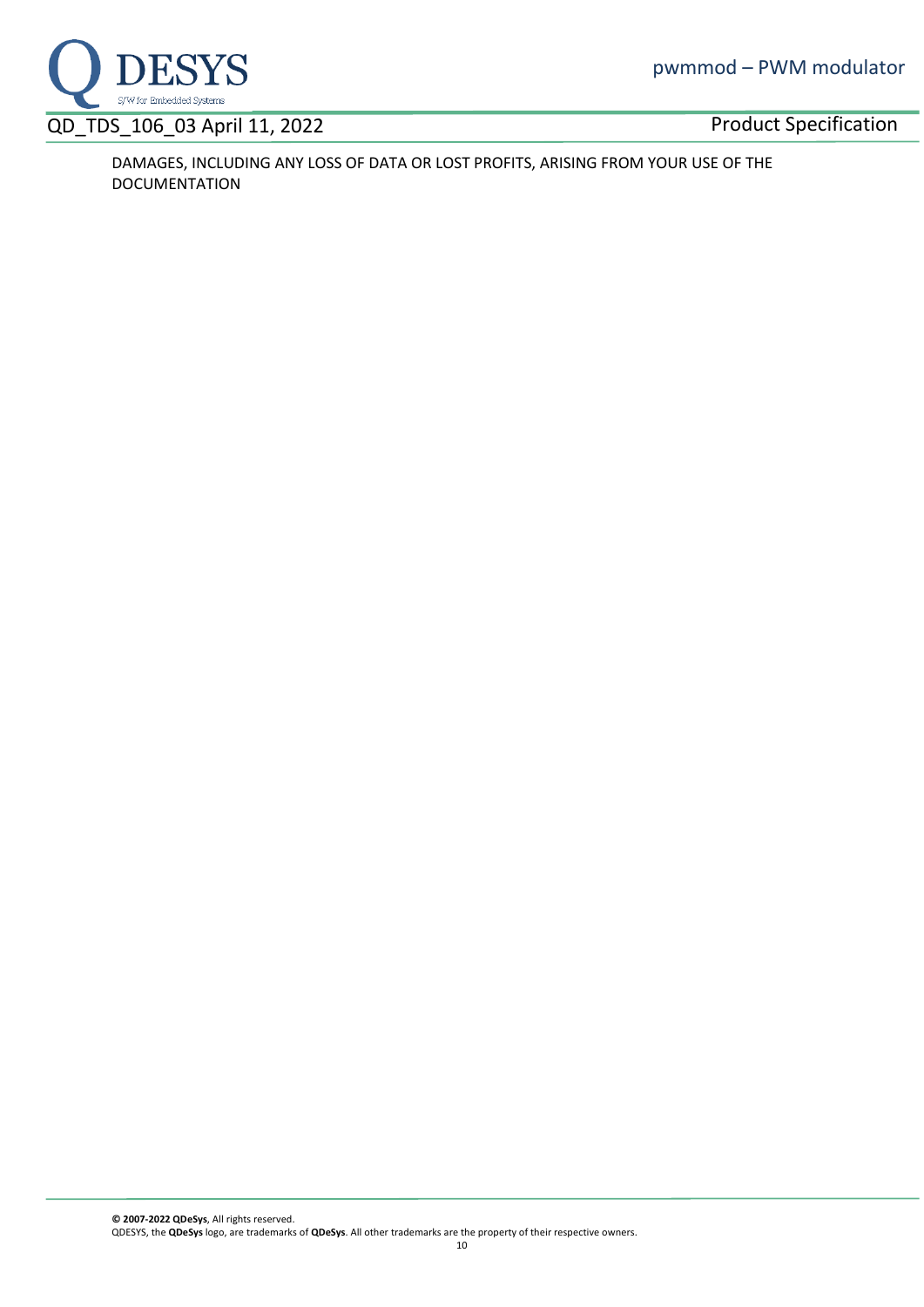DAMAGES, INCLUDING ANY LOSS OF DATA OR LOST PROFITS, ARISING FROM YOUR USE OF THE DOCUMENTATION